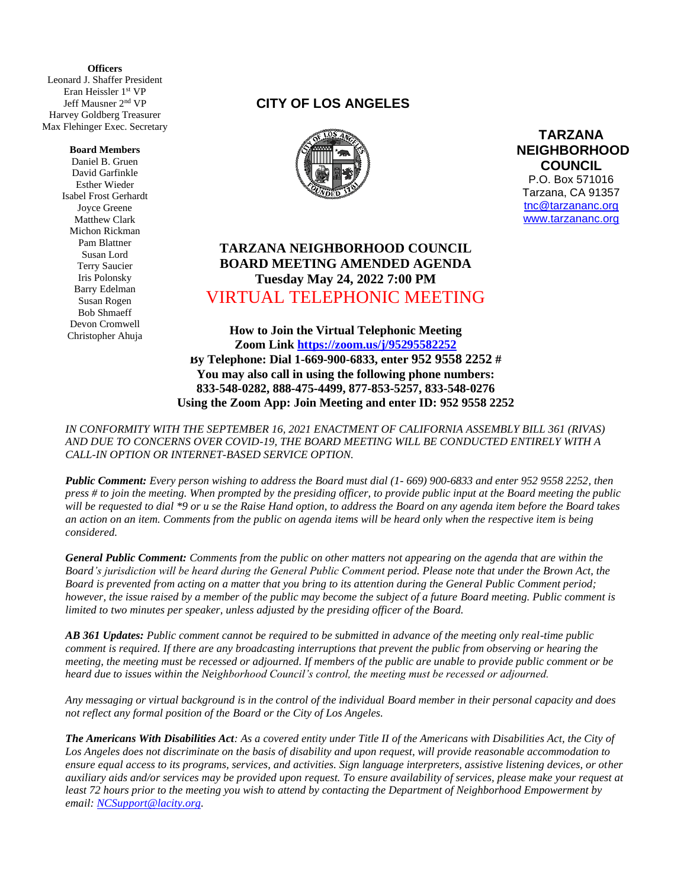**Officers**
Leonard J. Shaffer President
Eran Heissler 1st VP
Jeff Mausner 2nd VP
Harvey Goldberg Treasurer
Max Flehinger Exec. Secretary

**Board Members**
Daniel B. Gruen
David Garfinkle
Esther Wieder
Isabel Frost Gerhardt
Joyce Greene
Matthew Clark
Michon Rickman
Pam Blattner
Susan Lord
Terry Saucier
Iris Polonsky
Barry Edelman
Susan Rogen
Bob Shmaeff
Devon Cromwell
Christopher Ahuja

## CITY OF LOS ANGELES

**TARZANA NEIGHBORHOOD COUNCIL**
P.O. Box 571016
Tarzana, CA 91357
tnc@tarzananc.org
www.tarzananc.org

# TARZANA NEIGHBORHOOD COUNCIL BOARD MEETING AMENDED AGENDA

**Tuesday May 24, 2022 7:00 PM**

## VIRTUAL TELEPHONIC MEETING

**How to Join the Virtual Telephonic Meeting**
**Zoom Link https://zoom.us/j/95295582252**
**By Telephone: Dial 1-669-900-6833, enter 952 9558 2252 #**
**You may also call in using the following phone numbers:**
**833-548-0282, 888-475-4499, 877-853-5257, 833-548-0276**
**Using the Zoom App: Join Meeting and enter ID: 952 9558 2252**

*IN CONFORMITY WITH THE SEPTEMBER 16, 2021 ENACTMENT OF CALIFORNIA ASSEMBLY BILL 361 (RIVAS) AND DUE TO CONCERNS OVER COVID-19, THE BOARD MEETING WILL BE CONDUCTED ENTIRELY WITH A CALL-IN OPTION OR INTERNET-BASED SERVICE OPTION.*

***Public Comment:*** *Every person wishing to address the Board must dial (1- 669) 900-6833 and enter 952 9558 2252, then press # to join the meeting. When prompted by the presiding officer, to provide public input at the Board meeting the public will be requested to dial *9 or u se the Raise Hand option, to address the Board on any agenda item before the Board takes an action on an item. Comments from the public on agenda items will be heard only when the respective item is being considered.*

***General Public Comment:*** *Comments from the public on other matters not appearing on the agenda that are within the Board's jurisdiction will be heard during the General Public Comment period. Please note that under the Brown Act, the Board is prevented from acting on a matter that you bring to its attention during the General Public Comment period; however, the issue raised by a member of the public may become the subject of a future Board meeting. Public comment is limited to two minutes per speaker, unless adjusted by the presiding officer of the Board.*

***AB 361 Updates:*** *Public comment cannot be required to be submitted in advance of the meeting only real-time public comment is required. If there are any broadcasting interruptions that prevent the public from observing or hearing the meeting, the meeting must be recessed or adjourned. If members of the public are unable to provide public comment or be heard due to issues within the Neighborhood Council's control, the meeting must be recessed or adjourned.*

*Any messaging or virtual background is in the control of the individual Board member in their personal capacity and does not reflect any formal position of the Board or the City of Los Angeles.*

***The Americans With Disabilities Act****: As a covered entity under Title II of the Americans with Disabilities Act, the City of Los Angeles does not discriminate on the basis of disability and upon request, will provide reasonable accommodation to ensure equal access to its programs, services, and activities. Sign language interpreters, assistive listening devices, or other auxiliary aids and/or services may be provided upon request. To ensure availability of services, please make your request at least 72 hours prior to the meeting you wish to attend by contacting the Department of Neighborhood Empowerment by email: NCSupport@lacity.org.*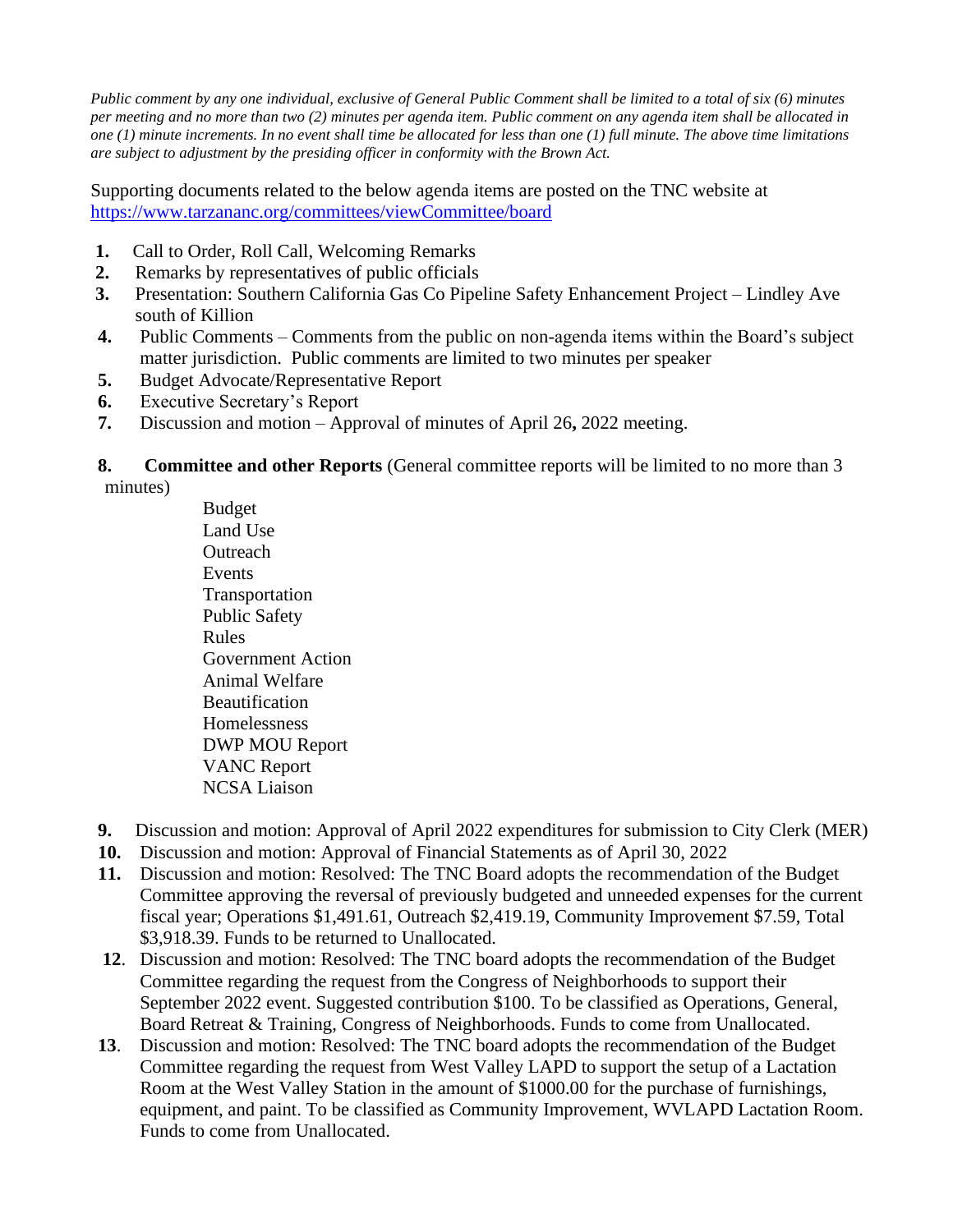*Public comment by any one individual, exclusive of General Public Comment shall be limited to a total of six (6) minutes per meeting and no more than two (2) minutes per agenda item. Public comment on any agenda item shall be allocated in one (1) minute increments. In no event shall time be allocated for less than one (1) full minute. The above time limitations are subject to adjustment by the presiding officer in conformity with the Brown Act.*

Supporting documents related to the below agenda items are posted on the TNC website at https://www.tarzananc.org/committees/viewCommittee/board

1. Call to Order, Roll Call, Welcoming Remarks
2. Remarks by representatives of public officials
3. Presentation: Southern California Gas Co Pipeline Safety Enhancement Project – Lindley Ave south of Killion
4. Public Comments – Comments from the public on non-agenda items within the Board's subject matter jurisdiction. Public comments are limited to two minutes per speaker
5. Budget Advocate/Representative Report
6. Executive Secretary's Report
7. Discussion and motion – Approval of minutes of April 26**,** 2022 meeting.
8. **Committee and other Reports** (General committee reports will be limited to no more than 3 minutes)
   - Budget
   - Land Use
   - Outreach
   - Events
   - Transportation
   - Public Safety
   - Rules
   - Government Action
   - Animal Welfare
   - Beautification
   - Homelessness
   - DWP MOU Report
   - VANC Report
   - NCSA Liaison
9. Discussion and motion: Approval of April 2022 expenditures for submission to City Clerk (MER)
10. Discussion and motion: Approval of Financial Statements as of April 30, 2022
11. Discussion and motion: Resolved: The TNC Board adopts the recommendation of the Budget Committee approving the reversal of previously budgeted and unneeded expenses for the current fiscal year; Operations $1,491.61, Outreach $2,419.19, Community Improvement $7.59, Total $3,918.39. Funds to be returned to Unallocated.
12. Discussion and motion: Resolved: The TNC board adopts the recommendation of the Budget Committee regarding the request from the Congress of Neighborhoods to support their September 2022 event. Suggested contribution $100. To be classified as Operations, General, Board Retreat & Training, Congress of Neighborhoods. Funds to come from Unallocated.
13. Discussion and motion: Resolved: The TNC board adopts the recommendation of the Budget Committee regarding the request from West Valley LAPD to support the setup of a Lactation Room at the West Valley Station in the amount of $1000.00 for the purchase of furnishings, equipment, and paint. To be classified as Community Improvement, WVLAPD Lactation Room. Funds to come from Unallocated.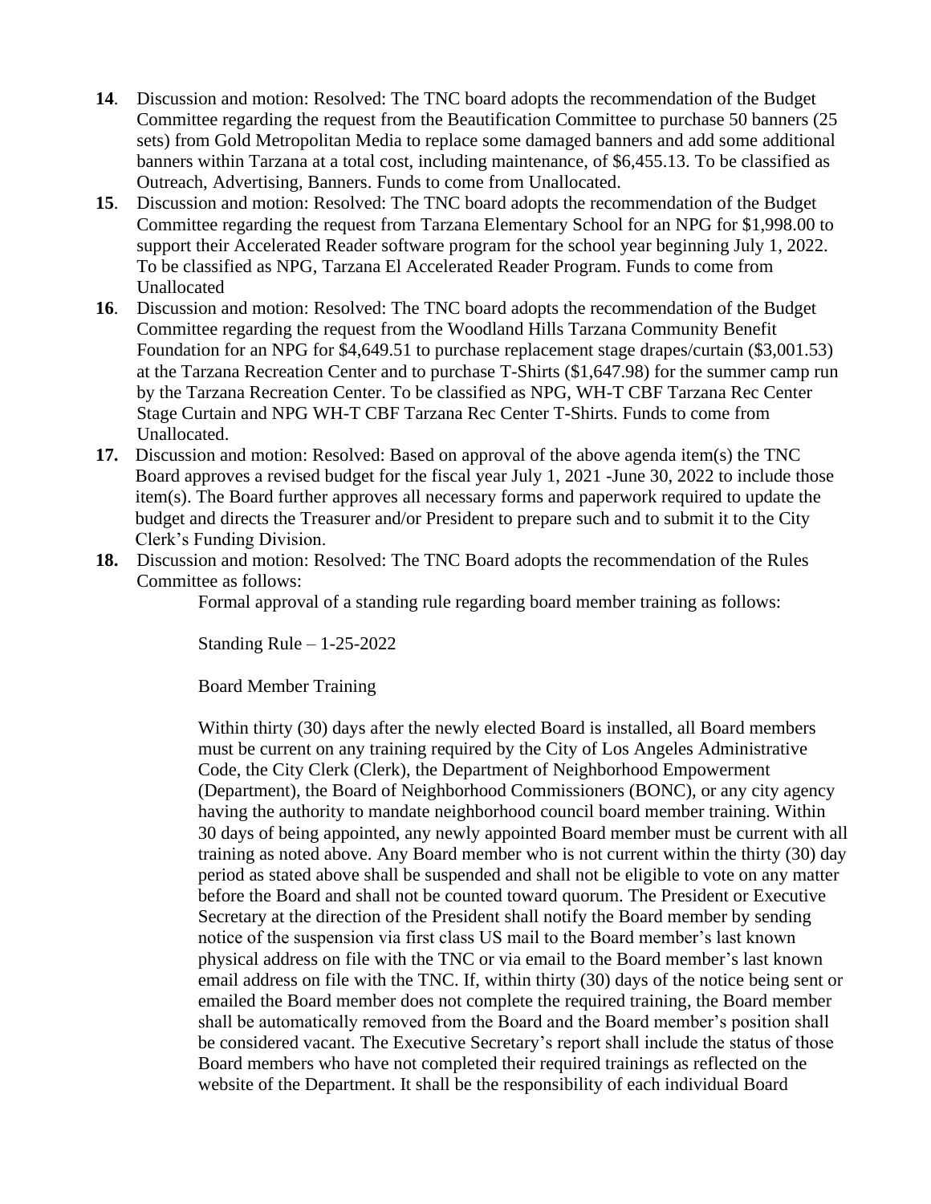**14**. Discussion and motion: Resolved: The TNC board adopts the recommendation of the Budget Committee regarding the request from the Beautification Committee to purchase 50 banners (25 sets) from Gold Metropolitan Media to replace some damaged banners and add some additional banners within Tarzana at a total cost, including maintenance, of $6,455.13. To be classified as Outreach, Advertising, Banners. Funds to come from Unallocated.

**15**. Discussion and motion: Resolved: The TNC board adopts the recommendation of the Budget Committee regarding the request from Tarzana Elementary School for an NPG for $1,998.00 to support their Accelerated Reader software program for the school year beginning July 1, 2022. To be classified as NPG, Tarzana El Accelerated Reader Program. Funds to come from Unallocated

**16**. Discussion and motion: Resolved: The TNC board adopts the recommendation of the Budget Committee regarding the request from the Woodland Hills Tarzana Community Benefit Foundation for an NPG for $4,649.51 to purchase replacement stage drapes/curtain ($3,001.53) at the Tarzana Recreation Center and to purchase T-Shirts ($1,647.98) for the summer camp run by the Tarzana Recreation Center. To be classified as NPG, WH-T CBF Tarzana Rec Center Stage Curtain and NPG WH-T CBF Tarzana Rec Center T-Shirts. Funds to come from Unallocated.

**17.** Discussion and motion: Resolved: Based on approval of the above agenda item(s) the TNC Board approves a revised budget for the fiscal year July 1, 2021 -June 30, 2022 to include those item(s). The Board further approves all necessary forms and paperwork required to update the budget and directs the Treasurer and/or President to prepare such and to submit it to the City Clerk's Funding Division.

**18.** Discussion and motion: Resolved: The TNC Board adopts the recommendation of the Rules Committee as follows:

> Formal approval of a standing rule regarding board member training as follows:
>
> Standing Rule – 1-25-2022
>
> Board Member Training
>
> Within thirty (30) days after the newly elected Board is installed, all Board members must be current on any training required by the City of Los Angeles Administrative Code, the City Clerk (Clerk), the Department of Neighborhood Empowerment (Department), the Board of Neighborhood Commissioners (BONC), or any city agency having the authority to mandate neighborhood council board member training. Within 30 days of being appointed, any newly appointed Board member must be current with all training as noted above. Any Board member who is not current within the thirty (30) day period as stated above shall be suspended and shall not be eligible to vote on any matter before the Board and shall not be counted toward quorum. The President or Executive Secretary at the direction of the President shall notify the Board member by sending notice of the suspension via first class US mail to the Board member's last known physical address on file with the TNC or via email to the Board member's last known email address on file with the TNC. If, within thirty (30) days of the notice being sent or emailed the Board member does not complete the required training, the Board member shall be automatically removed from the Board and the Board member's position shall be considered vacant. The Executive Secretary's report shall include the status of those Board members who have not completed their required trainings as reflected on the website of the Department. It shall be the responsibility of each individual Board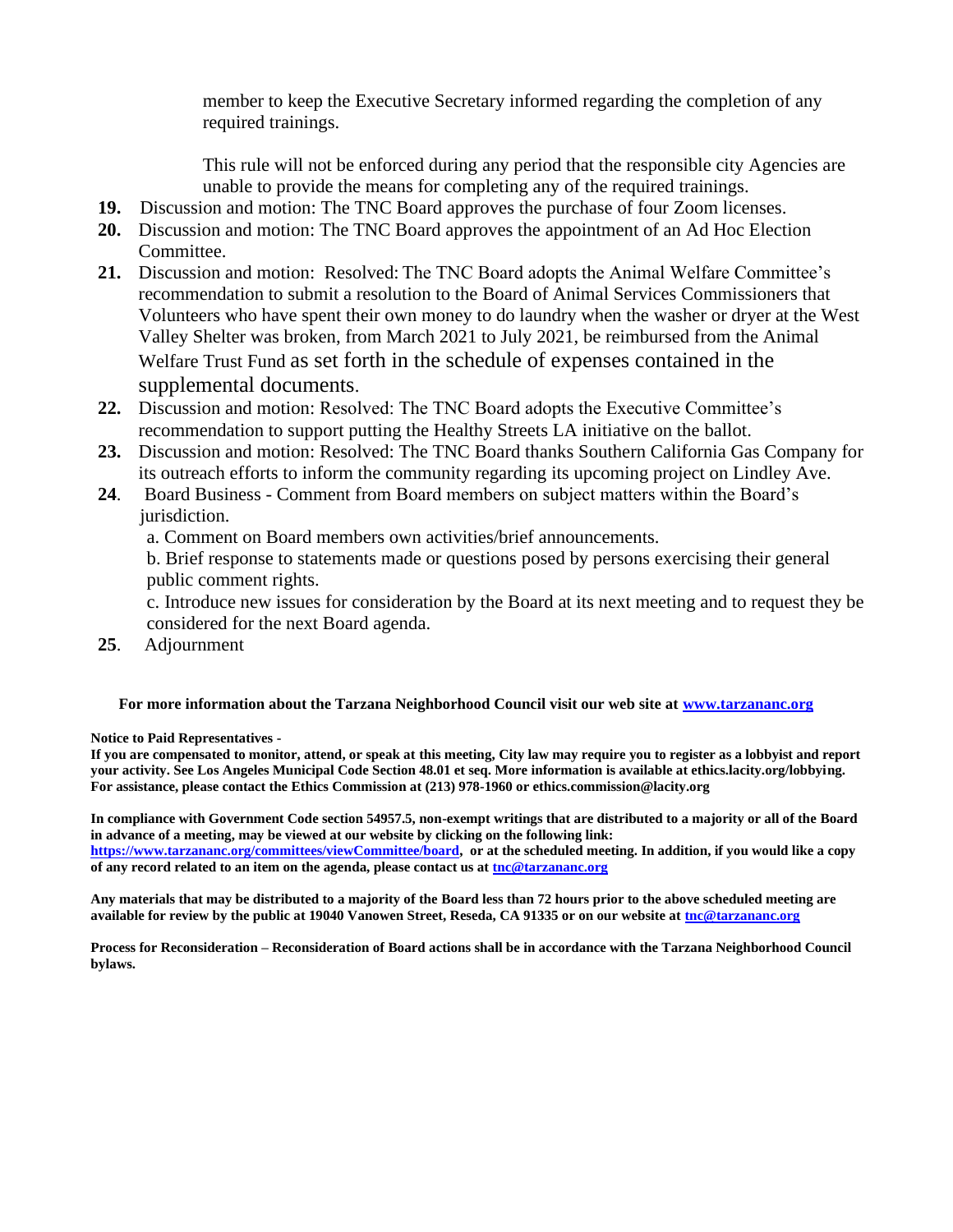member to keep the Executive Secretary informed regarding the completion of any required trainings.

This rule will not be enforced during any period that the responsible city Agencies are unable to provide the means for completing any of the required trainings.

**19.** Discussion and motion: The TNC Board approves the purchase of four Zoom licenses.

**20.** Discussion and motion: The TNC Board approves the appointment of an Ad Hoc Election Committee.

**21.** Discussion and motion: Resolved: The TNC Board adopts the Animal Welfare Committee's recommendation to submit a resolution to the Board of Animal Services Commissioners that Volunteers who have spent their own money to do laundry when the washer or dryer at the West Valley Shelter was broken, from March 2021 to July 2021, be reimbursed from the Animal Welfare Trust Fund as set forth in the schedule of expenses contained in the supplemental documents.

**22.** Discussion and motion: Resolved: The TNC Board adopts the Executive Committee's recommendation to support putting the Healthy Streets LA initiative on the ballot.

**23.** Discussion and motion: Resolved: The TNC Board thanks Southern California Gas Company for its outreach efforts to inform the community regarding its upcoming project on Lindley Ave.

**24**. Board Business - Comment from Board members on subject matters within the Board's jurisdiction.

a. Comment on Board members own activities/brief announcements.

b. Brief response to statements made or questions posed by persons exercising their general public comment rights.

c. Introduce new issues for consideration by the Board at its next meeting and to request they be considered for the next Board agenda.

**25**. Adjournment

**For more information about the Tarzana Neighborhood Council visit our web site at [www.tarzananc.org](http://www.tarzananc.org)**

**Notice to Paid Representatives -**
**If you are compensated to monitor, attend, or speak at this meeting, City law may require you to register as a lobbyist and report your activity. See Los Angeles Municipal Code Section 48.01 et seq. More information is available at ethics.lacity.org/lobbying. For assistance, please contact the Ethics Commission at (213) 978-1960 or ethics.commission@lacity.org**

**In compliance with Government Code section 54957.5, non-exempt writings that are distributed to a majority or all of the Board in advance of a meeting, may be viewed at our website by clicking on the following link: [https://www.tarzananc.org/committees/viewCommittee/board](https://www.tarzananc.org/committees/viewCommittee/board), or at the scheduled meeting. In addition, if you would like a copy of any record related to an item on the agenda, please contact us at [tnc@tarzananc.org](mailto:tnc@tarzananc.org)**

**Any materials that may be distributed to a majority of the Board less than 72 hours prior to the above scheduled meeting are available for review by the public at 19040 Vanowen Street, Reseda, CA 91335 or on our website at [tnc@tarzananc.org](mailto:tnc@tarzananc.org)**

**Process for Reconsideration – Reconsideration of Board actions shall be in accordance with the Tarzana Neighborhood Council bylaws.**